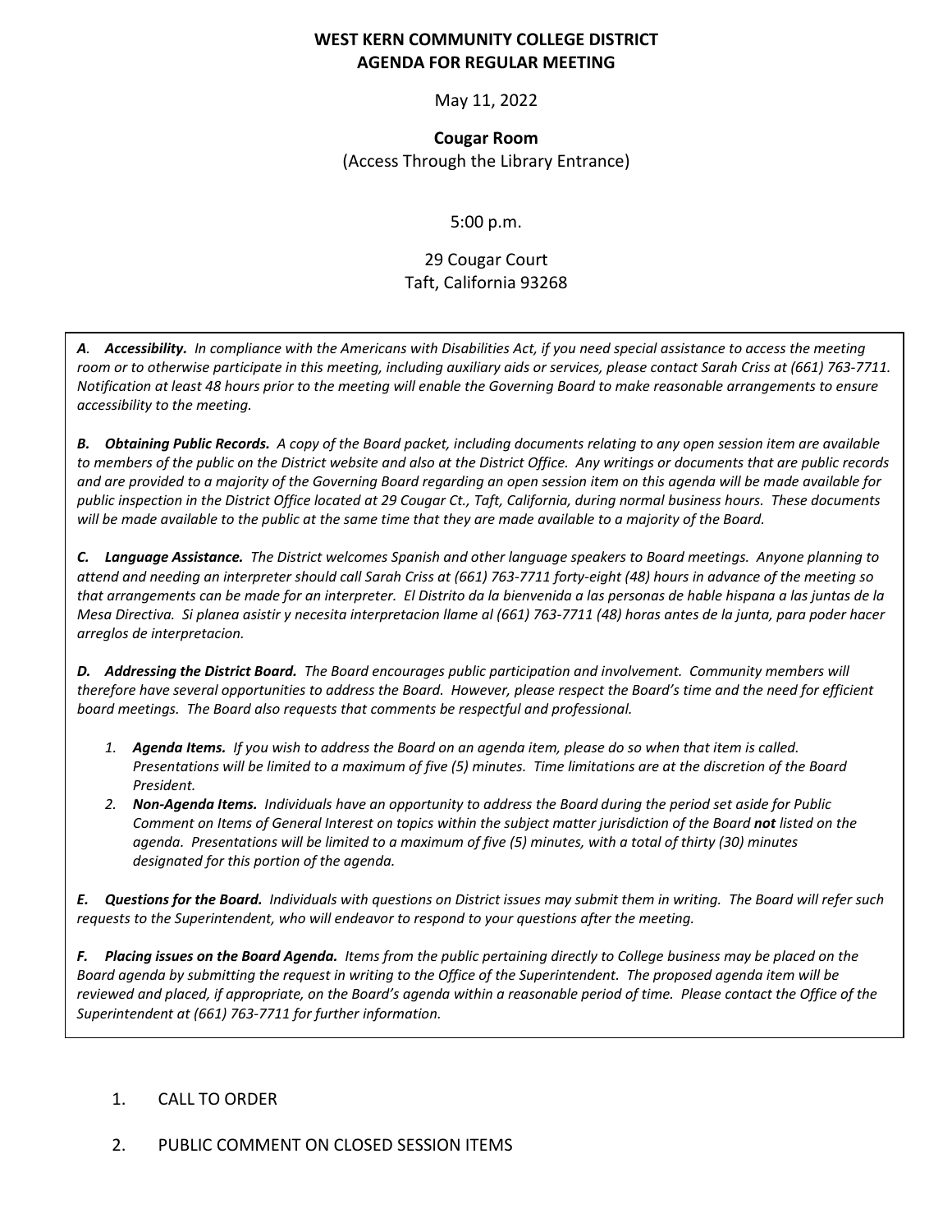# WEST KERN COMMUNITY COLLEGE DISTRICT
# AGENDA FOR REGULAR MEETING

May 11, 2022

**Cougar Room**
(Access Through the Library Entrance)

5:00 p.m.

29 Cougar Court
Taft, California 93268

*A.* ***Accessibility.*** *In compliance with the Americans with Disabilities Act, if you need special assistance to access the meeting room or to otherwise participate in this meeting, including auxiliary aids or services, please contact Sarah Criss at (661) 763-7711. Notification at least 48 hours prior to the meeting will enable the Governing Board to make reasonable arrangements to ensure accessibility to the meeting.*

***B. Obtaining Public Records.*** *A copy of the Board packet, including documents relating to any open session item are available to members of the public on the District website and also at the District Office. Any writings or documents that are public records and are provided to a majority of the Governing Board regarding an open session item on this agenda will be made available for public inspection in the District Office located at 29 Cougar Ct., Taft, California, during normal business hours. These documents will be made available to the public at the same time that they are made available to a majority of the Board.*

***C. Language Assistance.*** *The District welcomes Spanish and other language speakers to Board meetings. Anyone planning to attend and needing an interpreter should call Sarah Criss at (661) 763-7711 forty-eight (48) hours in advance of the meeting so that arrangements can be made for an interpreter. El Distrito da la bienvenida a las personas de hable hispana a las juntas de la Mesa Directiva. Si planea asistir y necesita interpretacion llame al (661) 763-7711 (48) horas antes de la junta, para poder hacer arreglos de interpretacion.*

***D. Addressing the District Board.*** *The Board encourages public participation and involvement. Community members will therefore have several opportunities to address the Board. However, please respect the Board's time and the need for efficient board meetings. The Board also requests that comments be respectful and professional.*

1. ***Agenda Items.*** *If you wish to address the Board on an agenda item, please do so when that item is called. Presentations will be limited to a maximum of five (5) minutes. Time limitations are at the discretion of the Board President.*
2. ***Non-Agenda Items.*** *Individuals have an opportunity to address the Board during the period set aside for Public Comment on Items of General Interest on topics within the subject matter jurisdiction of the Board* ***not*** *listed on the agenda. Presentations will be limited to a maximum of five (5) minutes, with a total of thirty (30) minutes designated for this portion of the agenda.*

***E. Questions for the Board.*** *Individuals with questions on District issues may submit them in writing. The Board will refer such requests to the Superintendent, who will endeavor to respond to your questions after the meeting.*

***F. Placing issues on the Board Agenda.*** *Items from the public pertaining directly to College business may be placed on the Board agenda by submitting the request in writing to the Office of the Superintendent. The proposed agenda item will be reviewed and placed, if appropriate, on the Board's agenda within a reasonable period of time. Please contact the Office of the Superintendent at (661) 763-7711 for further information.*

1. CALL TO ORDER

2. PUBLIC COMMENT ON CLOSED SESSION ITEMS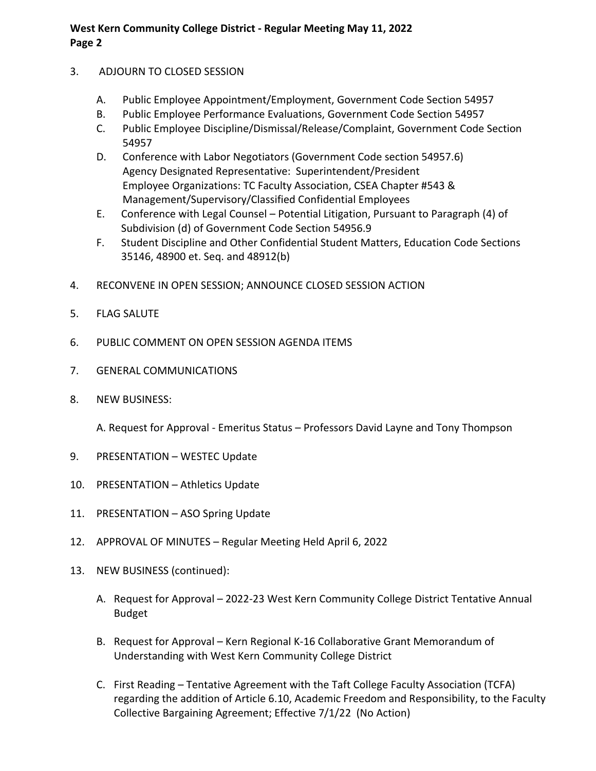3. ADJOURN TO CLOSED SESSION

   A. Public Employee Appointment/Employment, Government Code Section 54957
   B. Public Employee Performance Evaluations, Government Code Section 54957
   C. Public Employee Discipline/Dismissal/Release/Complaint, Government Code Section 54957
   D. Conference with Labor Negotiators (Government Code section 54957.6)
      Agency Designated Representative: Superintendent/President
      Employee Organizations: TC Faculty Association, CSEA Chapter #543 & Management/Supervisory/Classified Confidential Employees
   E. Conference with Legal Counsel – Potential Litigation, Pursuant to Paragraph (4) of Subdivision (d) of Government Code Section 54956.9
   F. Student Discipline and Other Confidential Student Matters, Education Code Sections 35146, 48900 et. Seq. and 48912(b)

4. RECONVENE IN OPEN SESSION; ANNOUNCE CLOSED SESSION ACTION

5. FLAG SALUTE

6. PUBLIC COMMENT ON OPEN SESSION AGENDA ITEMS

7. GENERAL COMMUNICATIONS

8. NEW BUSINESS:

   A. Request for Approval - Emeritus Status – Professors David Layne and Tony Thompson

9. PRESENTATION – WESTEC Update

10. PRESENTATION – Athletics Update

11. PRESENTATION – ASO Spring Update

12. APPROVAL OF MINUTES – Regular Meeting Held April 6, 2022

13. NEW BUSINESS (continued):

    A. Request for Approval – 2022-23 West Kern Community College District Tentative Annual Budget

    B. Request for Approval – Kern Regional K-16 Collaborative Grant Memorandum of Understanding with West Kern Community College District

    C. First Reading – Tentative Agreement with the Taft College Faculty Association (TCFA) regarding the addition of Article 6.10, Academic Freedom and Responsibility, to the Faculty Collective Bargaining Agreement; Effective 7/1/22 (No Action)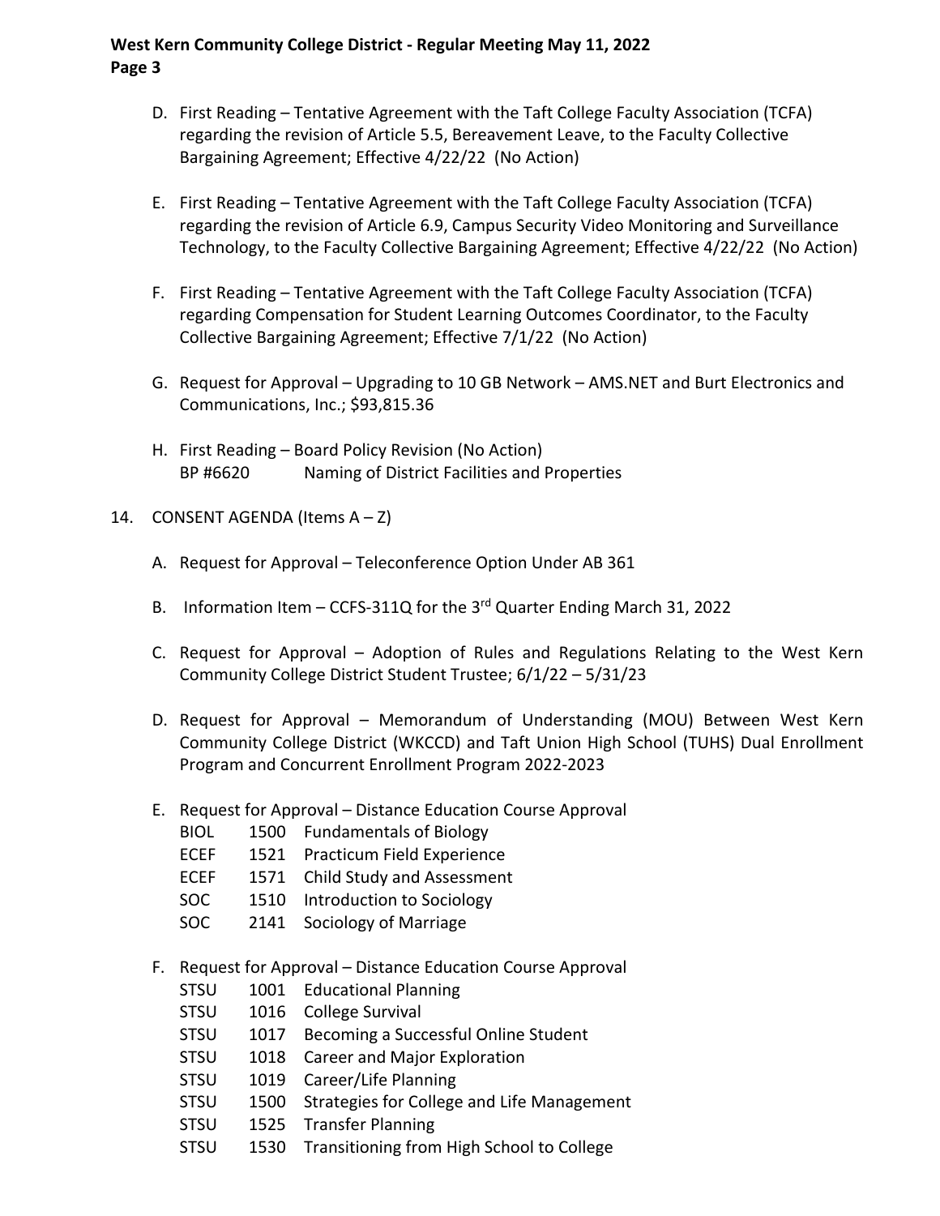D. First Reading – Tentative Agreement with the Taft College Faculty Association (TCFA) regarding the revision of Article 5.5, Bereavement Leave, to the Faculty Collective Bargaining Agreement; Effective 4/22/22 (No Action)

E. First Reading – Tentative Agreement with the Taft College Faculty Association (TCFA) regarding the revision of Article 6.9, Campus Security Video Monitoring and Surveillance Technology, to the Faculty Collective Bargaining Agreement; Effective 4/22/22 (No Action)

F. First Reading – Tentative Agreement with the Taft College Faculty Association (TCFA) regarding Compensation for Student Learning Outcomes Coordinator, to the Faculty Collective Bargaining Agreement; Effective 7/1/22 (No Action)

G. Request for Approval – Upgrading to 10 GB Network – AMS.NET and Burt Electronics and Communications, Inc.; $93,815.36

H. First Reading – Board Policy Revision (No Action)
BP #6620 Naming of District Facilities and Properties

14. CONSENT AGENDA (Items A – Z)

A. Request for Approval – Teleconference Option Under AB 361

B. Information Item – CCFS-311Q for the 3rd Quarter Ending March 31, 2022

C. Request for Approval – Adoption of Rules and Regulations Relating to the West Kern Community College District Student Trustee; 6/1/22 – 5/31/23

D. Request for Approval – Memorandum of Understanding (MOU) Between West Kern Community College District (WKCCD) and Taft Union High School (TUHS) Dual Enrollment Program and Concurrent Enrollment Program 2022-2023

E. Request for Approval – Distance Education Course Approval
BIOL 1500 Fundamentals of Biology
ECEF 1521 Practicum Field Experience
ECEF 1571 Child Study and Assessment
SOC 1510 Introduction to Sociology
SOC 2141 Sociology of Marriage

F. Request for Approval – Distance Education Course Approval
STSU 1001 Educational Planning
STSU 1016 College Survival
STSU 1017 Becoming a Successful Online Student
STSU 1018 Career and Major Exploration
STSU 1019 Career/Life Planning
STSU 1500 Strategies for College and Life Management
STSU 1525 Transfer Planning
STSU 1530 Transitioning from High School to College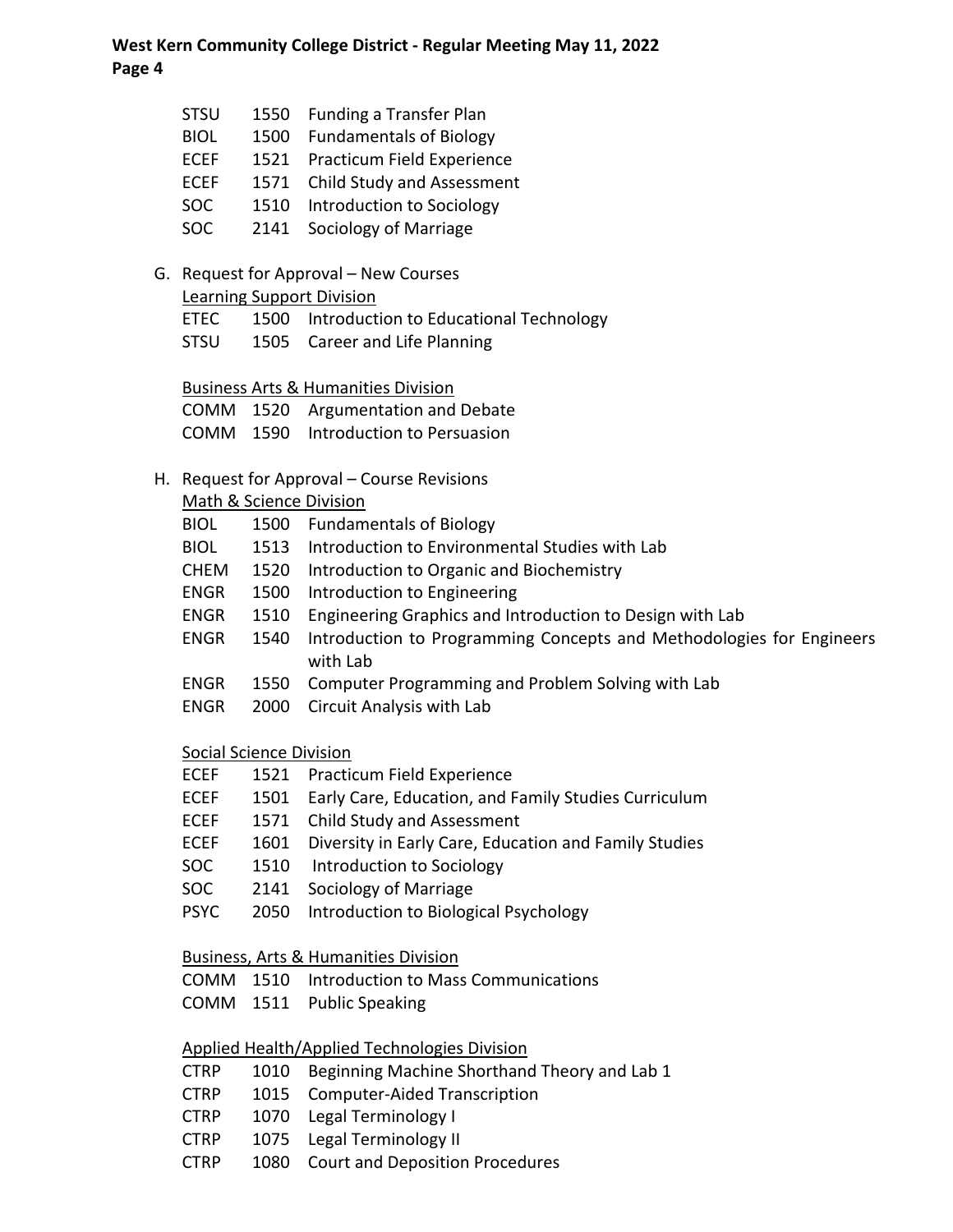STSU 1550 Funding a Transfer Plan
BIOL 1500 Fundamentals of Biology
ECEF 1521 Practicum Field Experience
ECEF 1571 Child Study and Assessment
SOC 1510 Introduction to Sociology
SOC 2141 Sociology of Marriage

G. Request for Approval – New Courses

<u>Learning Support Division</u>

ETEC 1500 Introduction to Educational Technology
STSU 1505 Career and Life Planning

<u>Business Arts & Humanities Division</u>

COMM 1520 Argumentation and Debate
COMM 1590 Introduction to Persuasion

H. Request for Approval – Course Revisions

<u>Math & Science Division</u>

BIOL 1500 Fundamentals of Biology
BIOL 1513 Introduction to Environmental Studies with Lab
CHEM 1520 Introduction to Organic and Biochemistry
ENGR 1500 Introduction to Engineering
ENGR 1510 Engineering Graphics and Introduction to Design with Lab
ENGR 1540 Introduction to Programming Concepts and Methodologies for Engineers with Lab
ENGR 1550 Computer Programming and Problem Solving with Lab
ENGR 2000 Circuit Analysis with Lab

<u>Social Science Division</u>

ECEF 1521 Practicum Field Experience
ECEF 1501 Early Care, Education, and Family Studies Curriculum
ECEF 1571 Child Study and Assessment
ECEF 1601 Diversity in Early Care, Education and Family Studies
SOC 1510 Introduction to Sociology
SOC 2141 Sociology of Marriage
PSYC 2050 Introduction to Biological Psychology

<u>Business, Arts & Humanities Division</u>

COMM 1510 Introduction to Mass Communications
COMM 1511 Public Speaking

<u>Applied Health/Applied Technologies Division</u>

CTRP 1010 Beginning Machine Shorthand Theory and Lab 1
CTRP 1015 Computer-Aided Transcription
CTRP 1070 Legal Terminology I
CTRP 1075 Legal Terminology II
CTRP 1080 Court and Deposition Procedures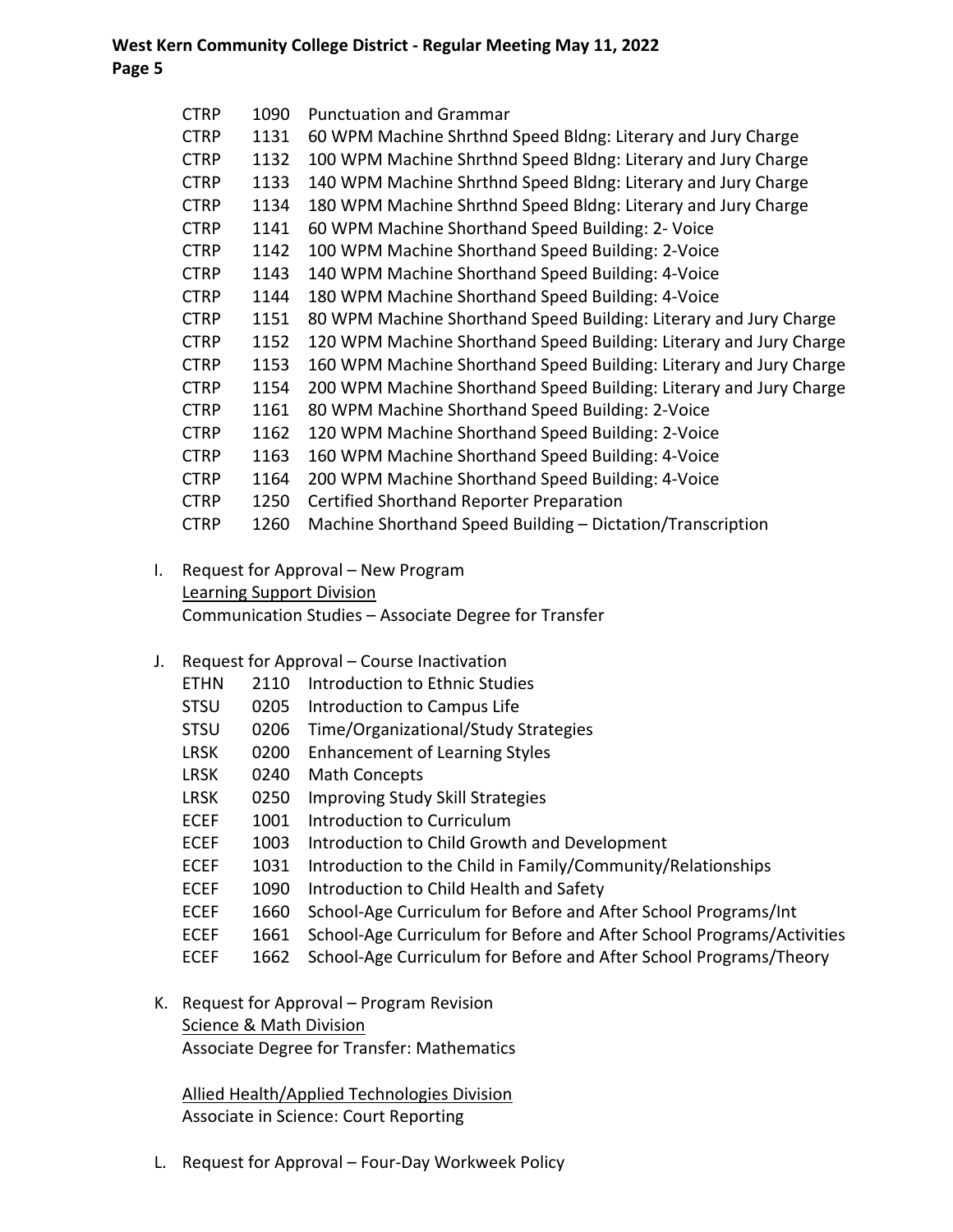CTRP 1090 Punctuation and Grammar
CTRP 1131 60 WPM Machine Shrthnd Speed Bldng: Literary and Jury Charge
CTRP 1132 100 WPM Machine Shrthnd Speed Bldng: Literary and Jury Charge
CTRP 1133 140 WPM Machine Shrthnd Speed Bldng: Literary and Jury Charge
CTRP 1134 180 WPM Machine Shrthnd Speed Bldng: Literary and Jury Charge
CTRP 1141 60 WPM Machine Shorthand Speed Building: 2- Voice
CTRP 1142 100 WPM Machine Shorthand Speed Building: 2-Voice
CTRP 1143 140 WPM Machine Shorthand Speed Building: 4-Voice
CTRP 1144 180 WPM Machine Shorthand Speed Building: 4-Voice
CTRP 1151 80 WPM Machine Shorthand Speed Building: Literary and Jury Charge
CTRP 1152 120 WPM Machine Shorthand Speed Building: Literary and Jury Charge
CTRP 1153 160 WPM Machine Shorthand Speed Building: Literary and Jury Charge
CTRP 1154 200 WPM Machine Shorthand Speed Building: Literary and Jury Charge
CTRP 1161 80 WPM Machine Shorthand Speed Building: 2-Voice
CTRP 1162 120 WPM Machine Shorthand Speed Building: 2-Voice
CTRP 1163 160 WPM Machine Shorthand Speed Building: 4-Voice
CTRP 1164 200 WPM Machine Shorthand Speed Building: 4-Voice
CTRP 1250 Certified Shorthand Reporter Preparation
CTRP 1260 Machine Shorthand Speed Building – Dictation/Transcription

I. Request for Approval – New Program
Learning Support Division
Communication Studies – Associate Degree for Transfer

J. Request for Approval – Course Inactivation
ETHN 2110 Introduction to Ethnic Studies
STSU 0205 Introduction to Campus Life
STSU 0206 Time/Organizational/Study Strategies
LRSK 0200 Enhancement of Learning Styles
LRSK 0240 Math Concepts
LRSK 0250 Improving Study Skill Strategies
ECEF 1001 Introduction to Curriculum
ECEF 1003 Introduction to Child Growth and Development
ECEF 1031 Introduction to the Child in Family/Community/Relationships
ECEF 1090 Introduction to Child Health and Safety
ECEF 1660 School-Age Curriculum for Before and After School Programs/Int
ECEF 1661 School-Age Curriculum for Before and After School Programs/Activities
ECEF 1662 School-Age Curriculum for Before and After School Programs/Theory

K. Request for Approval – Program Revision
Science & Math Division
Associate Degree for Transfer: Mathematics

Allied Health/Applied Technologies Division
Associate in Science: Court Reporting

L. Request for Approval – Four-Day Workweek Policy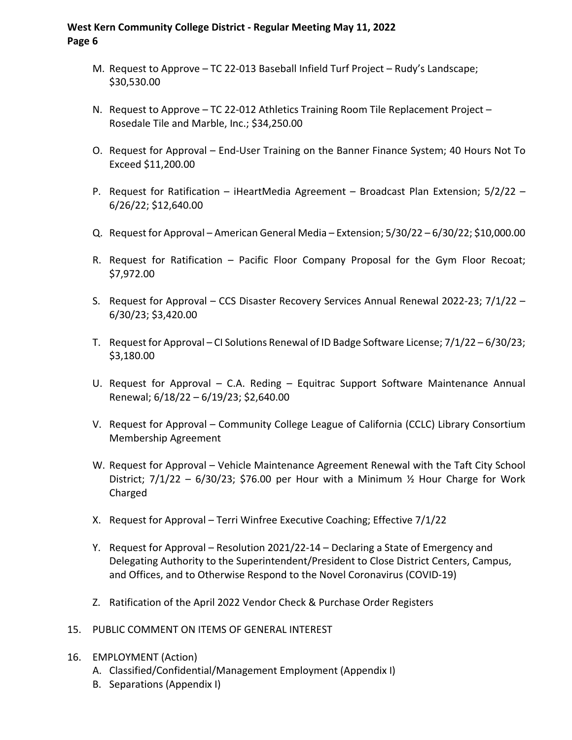M. Request to Approve – TC 22-013 Baseball Infield Turf Project – Rudy's Landscape; $30,530.00

N. Request to Approve – TC 22-012 Athletics Training Room Tile Replacement Project – Rosedale Tile and Marble, Inc.; $34,250.00

O. Request for Approval – End-User Training on the Banner Finance System; 40 Hours Not To Exceed $11,200.00

P. Request for Ratification – iHeartMedia Agreement – Broadcast Plan Extension; 5/2/22 – 6/26/22; $12,640.00

Q. Request for Approval – American General Media – Extension; 5/30/22 – 6/30/22; $10,000.00

R. Request for Ratification – Pacific Floor Company Proposal for the Gym Floor Recoat; $7,972.00

S. Request for Approval – CCS Disaster Recovery Services Annual Renewal 2022-23; 7/1/22 – 6/30/23; $3,420.00

T. Request for Approval – CI Solutions Renewal of ID Badge Software License; 7/1/22 – 6/30/23; $3,180.00

U. Request for Approval – C.A. Reding – Equitrac Support Software Maintenance Annual Renewal; 6/18/22 – 6/19/23; $2,640.00

V. Request for Approval – Community College League of California (CCLC) Library Consortium Membership Agreement

W. Request for Approval – Vehicle Maintenance Agreement Renewal with the Taft City School District; 7/1/22 – 6/30/23; $76.00 per Hour with a Minimum ½ Hour Charge for Work Charged

X. Request for Approval – Terri Winfree Executive Coaching; Effective 7/1/22

Y. Request for Approval – Resolution 2021/22-14 – Declaring a State of Emergency and Delegating Authority to the Superintendent/President to Close District Centers, Campus, and Offices, and to Otherwise Respond to the Novel Coronavirus (COVID-19)

Z. Ratification of the April 2022 Vendor Check & Purchase Order Registers

15. PUBLIC COMMENT ON ITEMS OF GENERAL INTEREST

16. EMPLOYMENT (Action)
    A. Classified/Confidential/Management Employment (Appendix I)
    B. Separations (Appendix I)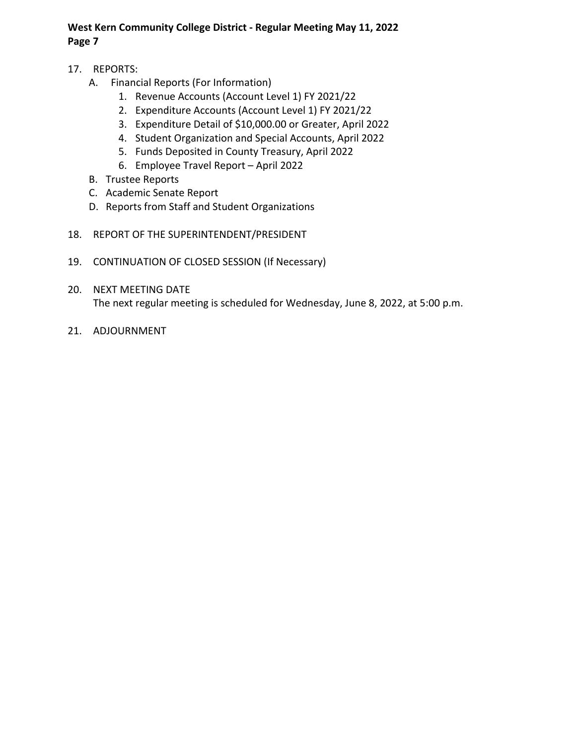17. REPORTS:
    - A. Financial Reports (For Information)
        1. Revenue Accounts (Account Level 1) FY 2021/22
        2. Expenditure Accounts (Account Level 1) FY 2021/22
        3. Expenditure Detail of $10,000.00 or Greater, April 2022
        4. Student Organization and Special Accounts, April 2022
        5. Funds Deposited in County Treasury, April 2022
        6. Employee Travel Report – April 2022
    - B. Trustee Reports
    - C. Academic Senate Report
    - D. Reports from Staff and Student Organizations

18. REPORT OF THE SUPERINTENDENT/PRESIDENT

19. CONTINUATION OF CLOSED SESSION (If Necessary)

20. NEXT MEETING DATE

    The next regular meeting is scheduled for Wednesday, June 8, 2022, at 5:00 p.m.

21. ADJOURNMENT